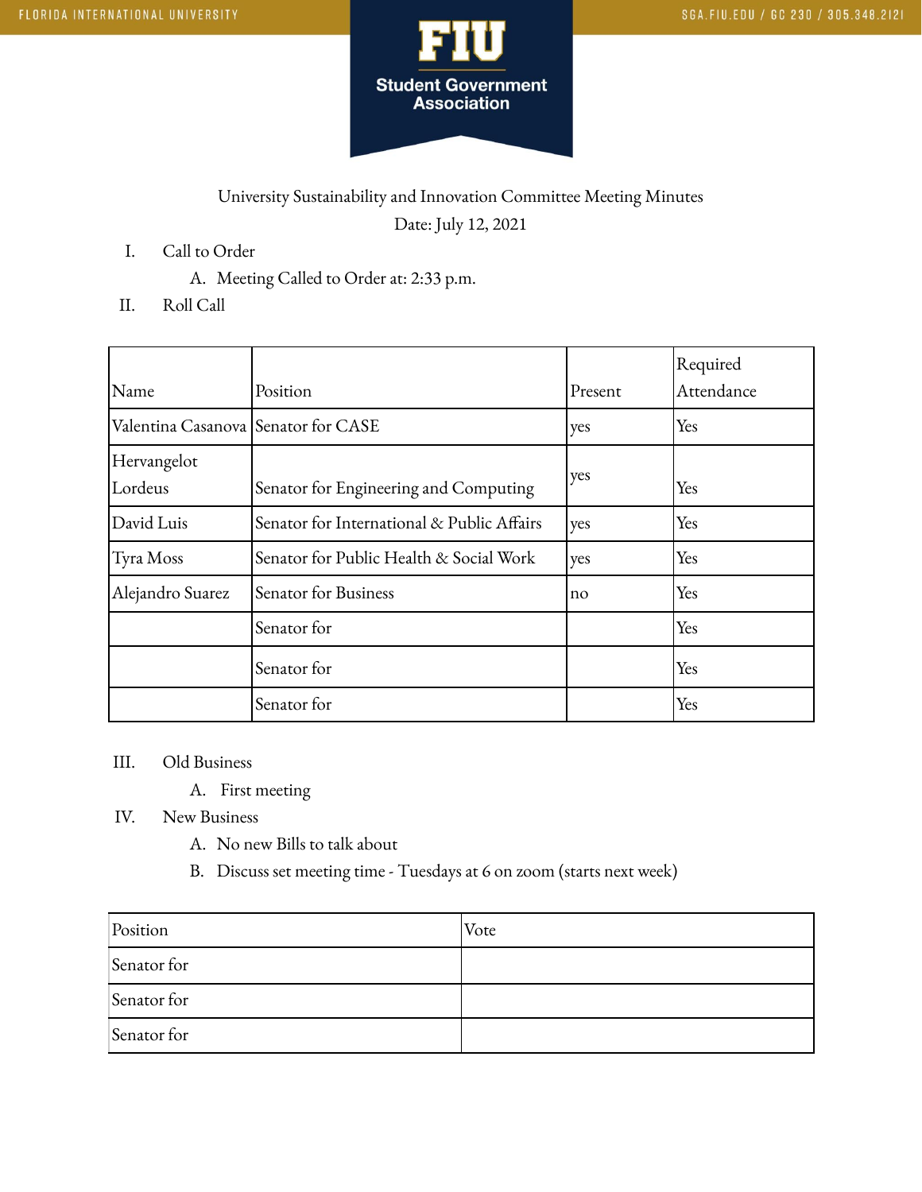Student Government Association

University Sustainability and Innovation Committee Meeting Minutes

Date: July 12, 2021

I. Call to Order
   A. Meeting Called to Order at: 2:33 p.m.

II. Roll Call

| Name | Position | Present | Required Attendance |
|---|---|---|---|
| Valentina Casanova | Senator for CASE | yes | Yes |
| Hervangelot Lordeus | Senator for Engineering and Computing | yes | Yes |
| David Luis | Senator for International & Public Affairs | yes | Yes |
| Tyra Moss | Senator for Public Health & Social Work | yes | Yes |
| Alejandro Suarez | Senator for Business | no | Yes |
| | Senator for | | Yes |
| | Senator for | | Yes |
| | Senator for | | Yes |

III. Old Business
   A. First meeting

IV. New Business
   A. No new Bills to talk about
   B. Discuss set meeting time - Tuesdays at 6 on zoom (starts next week)

| Position | Vote |
|---|---|
| Senator for | |
| Senator for | |
| Senator for | |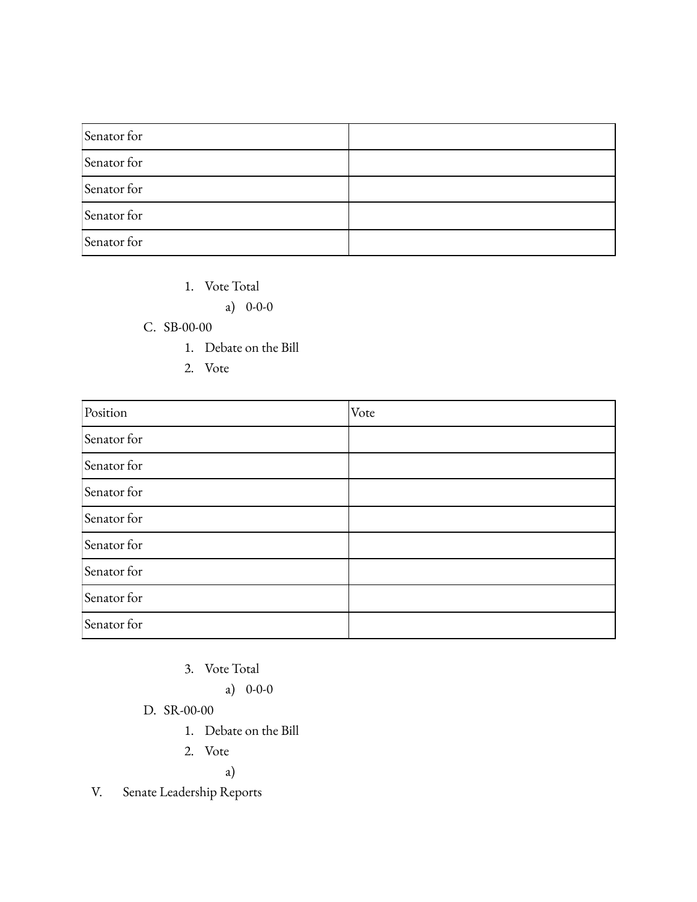| | |
|---|---|
| Senator for | |
| Senator for | |
| Senator for | |
| Senator for | |
| Senator for | |

1. Vote Total
    a) 0-0-0

C. SB-00-00
    1. Debate on the Bill
    2. Vote

| Position | Vote |
|---|---|
| Senator for | |
| Senator for | |
| Senator for | |
| Senator for | |
| Senator for | |
| Senator for | |
| Senator for | |
| Senator for | |

3. Vote Total
    a) 0-0-0

D. SR-00-00
    1. Debate on the Bill
    2. Vote
        a)

V. Senate Leadership Reports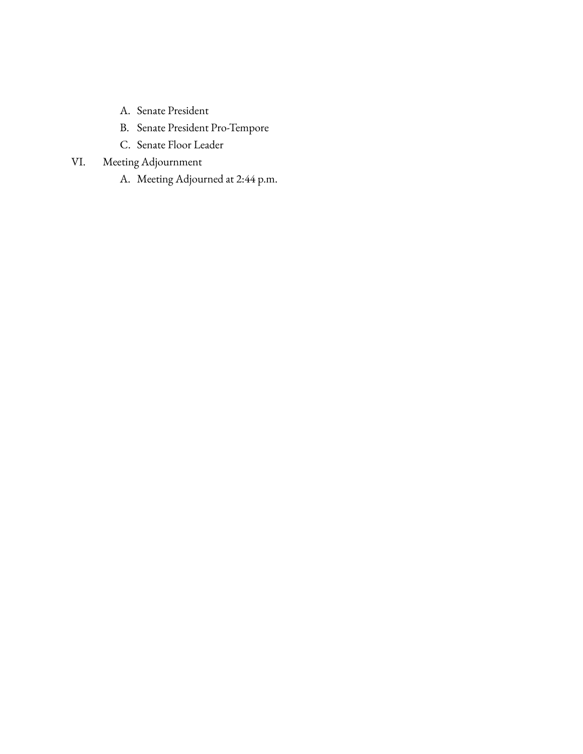A. Senate President
B. Senate President Pro-Tempore
C. Senate Floor Leader

VI. Meeting Adjournment

A. Meeting Adjourned at 2:44 p.m.